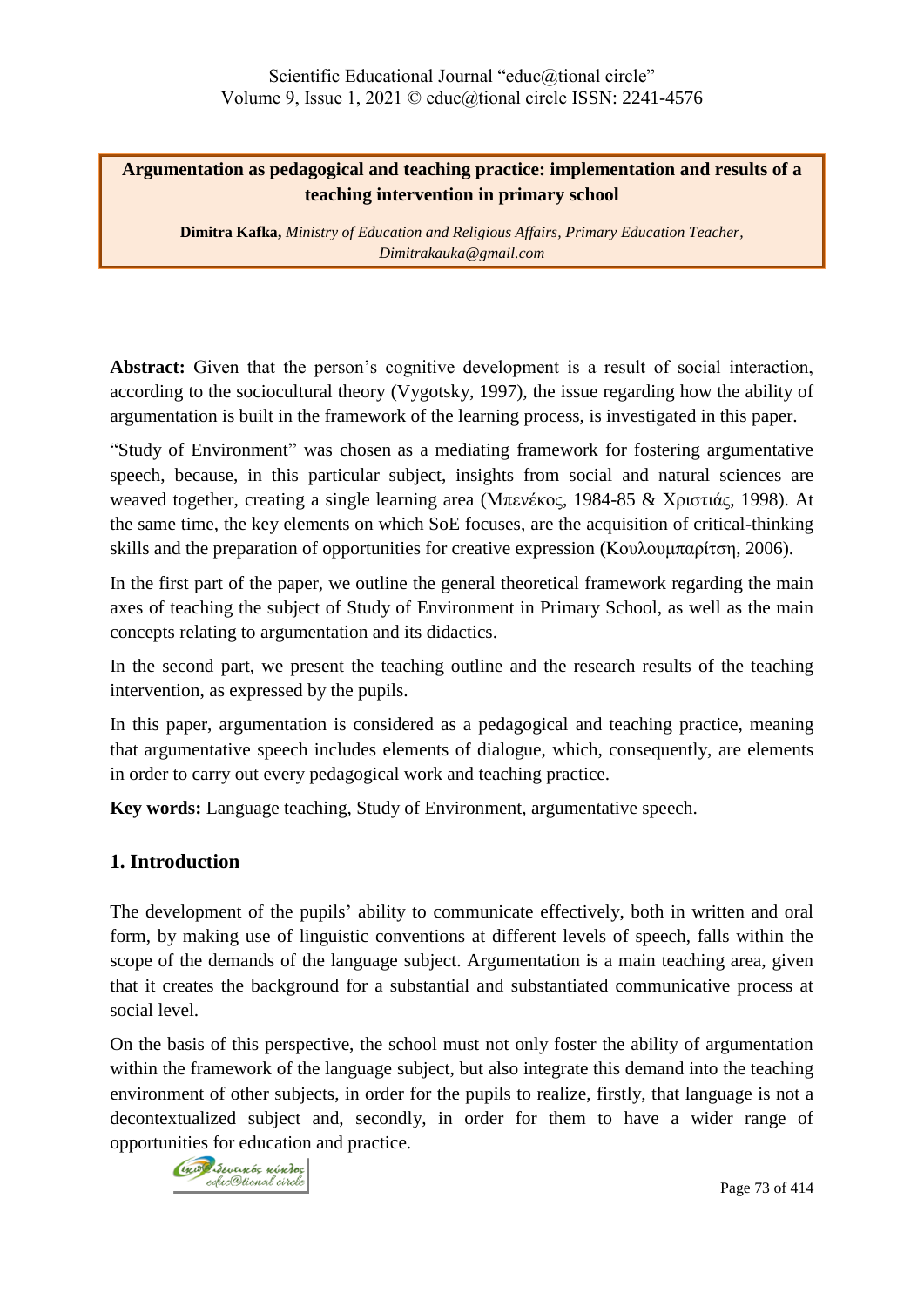**Argumentation as pedagogical and teaching practice: implementation and results of a teaching intervention in primary school**

**Dimitra Kafka,** *Ministry of Education and Religious Affairs, Primary Education Teacher, Dimitrakauka@gmail.com*

**Abstract:** Given that the person's cognitive development is a result of social interaction, according to the sociocultural theory (Vygotsky, 1997), the issue regarding how the ability of argumentation is built in the framework of the learning process, is investigated in this paper.

"Study of Environment" was chosen as a mediating framework for fostering argumentative speech, because, in this particular subject, insights from social and natural sciences are weaved together, creating a single learning area (Μπενέκος, 1984-85 & Χριστιάς, 1998). At the same time, the key elements on which SoE focuses, are the acquisition of critical-thinking skills and the preparation of opportunities for creative expression (Κουλουμπαρίτση, 2006).

In the first part of the paper, we outline the general theoretical framework regarding the main axes of teaching the subject of Study of Environment in Primary School, as well as the main concepts relating to argumentation and its didactics.

In the second part, we present the teaching outline and the research results of the teaching intervention, as expressed by the pupils.

In this paper, argumentation is considered as a pedagogical and teaching practice, meaning that argumentative speech includes elements of dialogue, which, consequently, are elements in order to carry out every pedagogical work and teaching practice.

**Key words:** Language teaching, Study of Environment, argumentative speech.

## 1. Introduction

The development of the pupils' ability to communicate effectively, both in written and oral form, by making use of linguistic conventions at different levels of speech, falls within the scope of the demands of the language subject. Argumentation is a main teaching area, given that it creates the background for a substantial and substantiated communicative process at social level.

On the basis of this perspective, the school must not only foster the ability of argumentation within the framework of the language subject, but also integrate this demand into the teaching environment of other subjects, in order for the pupils to realize, firstly, that language is not a decontextualized subject and, secondly, in order for them to have a wider range of opportunities for education and practice.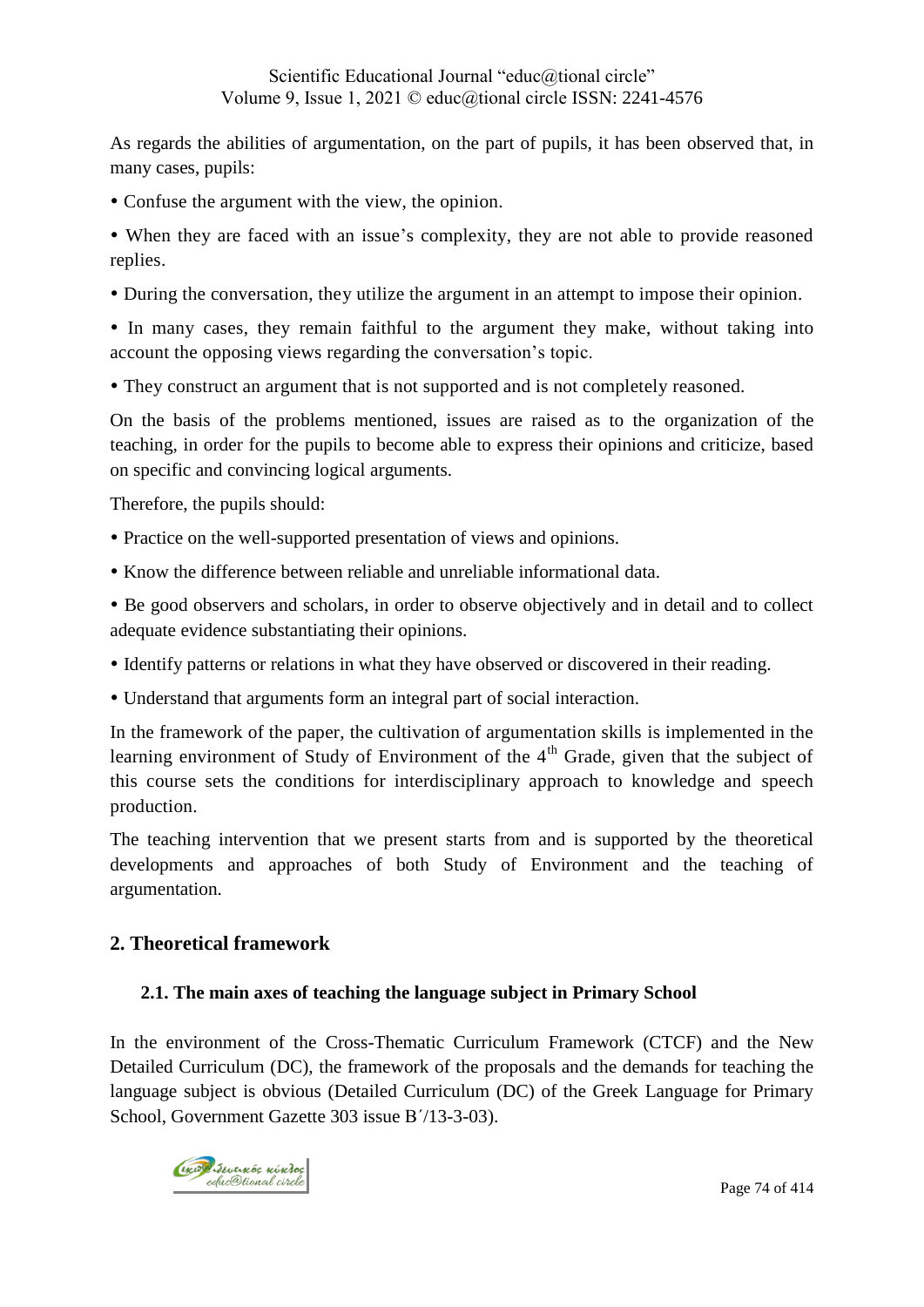As regards the abilities of argumentation, on the part of pupils, it has been observed that, in many cases, pupils:

- Confuse the argument with the view, the opinion.
- When they are faced with an issue's complexity, they are not able to provide reasoned replies.
- During the conversation, they utilize the argument in an attempt to impose their opinion.
- In many cases, they remain faithful to the argument they make, without taking into account the opposing views regarding the conversation's topic.
- They construct an argument that is not supported and is not completely reasoned.

On the basis of the problems mentioned, issues are raised as to the organization of the teaching, in order for the pupils to become able to express their opinions and criticize, based on specific and convincing logical arguments.

Therefore, the pupils should:

- Practice on the well-supported presentation of views and opinions.
- Know the difference between reliable and unreliable informational data.
- Be good observers and scholars, in order to observe objectively and in detail and to collect adequate evidence substantiating their opinions.
- Identify patterns or relations in what they have observed or discovered in their reading.
- Understand that arguments form an integral part of social interaction.

In the framework of the paper, the cultivation of argumentation skills is implemented in the learning environment of Study of Environment of the 4th Grade, given that the subject of this course sets the conditions for interdisciplinary approach to knowledge and speech production.

The teaching intervention that we present starts from and is supported by the theoretical developments and approaches of both Study of Environment and the teaching of argumentation.

## 2. Theoretical framework

### 2.1. The main axes of teaching the language subject in Primary School

In the environment of the Cross-Thematic Curriculum Framework (CTCF) and the New Detailed Curriculum (DC), the framework of the proposals and the demands for teaching the language subject is obvious (Detailed Curriculum (DC) of the Greek Language for Primary School, Government Gazette 303 issue B΄/13-3-03).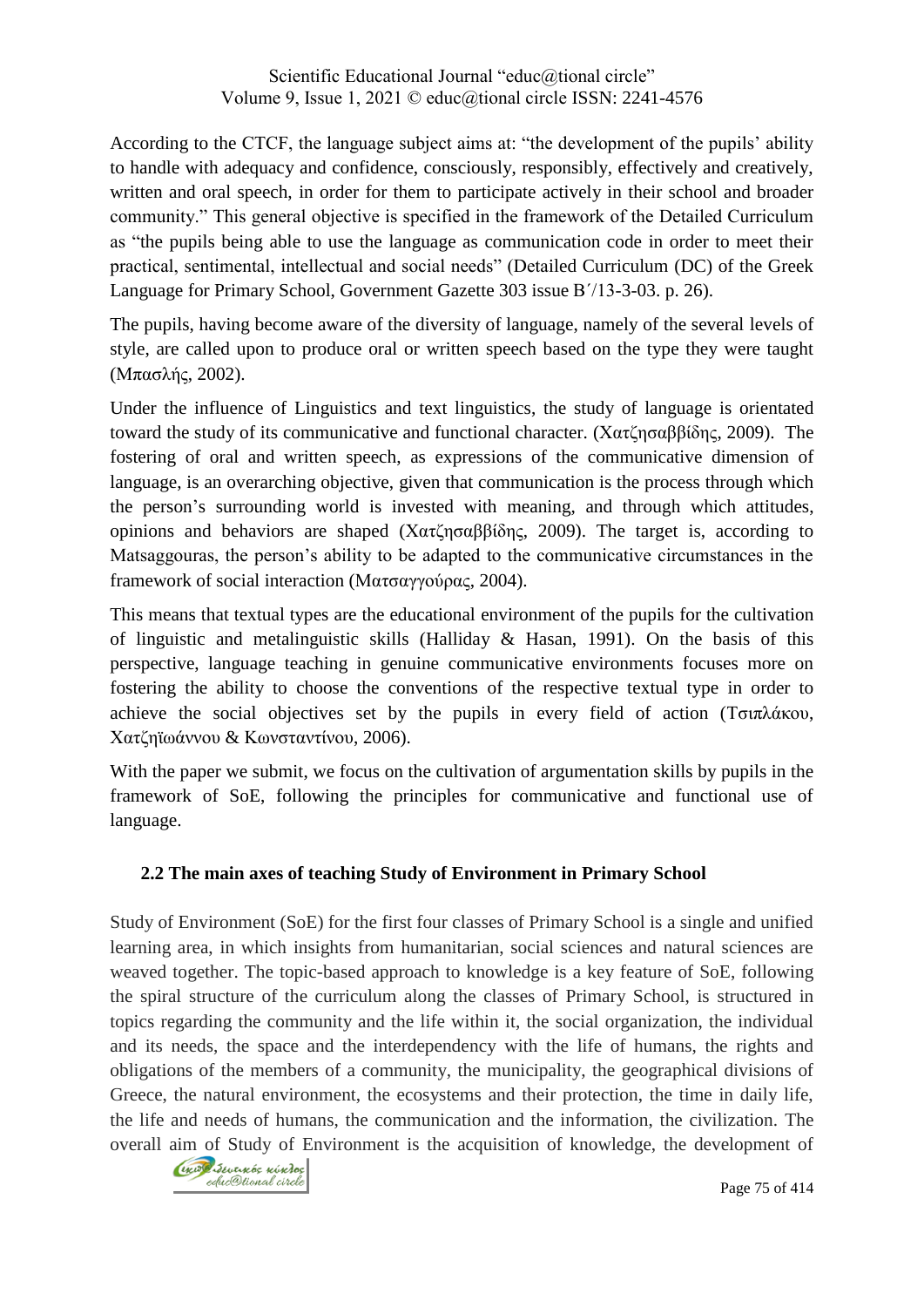According to the CTCF, the language subject aims at: "the development of the pupils' ability to handle with adequacy and confidence, consciously, responsibly, effectively and creatively, written and oral speech, in order for them to participate actively in their school and broader community." This general objective is specified in the framework of the Detailed Curriculum as "the pupils being able to use the language as communication code in order to meet their practical, sentimental, intellectual and social needs" (Detailed Curriculum (DC) of the Greek Language for Primary School, Government Gazette 303 issue B΄/13-3-03. p. 26).

The pupils, having become aware of the diversity of language, namely of the several levels of style, are called upon to produce oral or written speech based on the type they were taught (Μπασλής, 2002).

Under the influence of Linguistics and text linguistics, the study of language is orientated toward the study of its communicative and functional character. (Χατζησαββίδης, 2009). The fostering of oral and written speech, as expressions of the communicative dimension of language, is an overarching objective, given that communication is the process through which the person's surrounding world is invested with meaning, and through which attitudes, opinions and behaviors are shaped (Χατζησαββίδης, 2009). The target is, according to Matsaggouras, the person's ability to be adapted to the communicative circumstances in the framework of social interaction (Ματσαγγούρας, 2004).

This means that textual types are the educational environment of the pupils for the cultivation of linguistic and metalinguistic skills (Halliday & Hasan, 1991). On the basis of this perspective, language teaching in genuine communicative environments focuses more on fostering the ability to choose the conventions of the respective textual type in order to achieve the social objectives set by the pupils in every field of action (Τσιπλάκου, Χατζηϊωάννου & Κωνσταντίνου, 2006).

With the paper we submit, we focus on the cultivation of argumentation skills by pupils in the framework of SoE, following the principles for communicative and functional use of language.

### 2.2 The main axes of teaching Study of Environment in Primary School

Study of Environment (SoE) for the first four classes of Primary School is a single and unified learning area, in which insights from humanitarian, social sciences and natural sciences are weaved together. The topic-based approach to knowledge is a key feature of SoE, following the spiral structure of the curriculum along the classes of Primary School, is structured in topics regarding the community and the life within it, the social organization, the individual and its needs, the space and the interdependency with the life of humans, the rights and obligations of the members of a community, the municipality, the geographical divisions of Greece, the natural environment, the ecosystems and their protection, the time in daily life, the life and needs of humans, the communication and the information, the civilization. The overall aim of Study of Environment is the acquisition of knowledge, the development of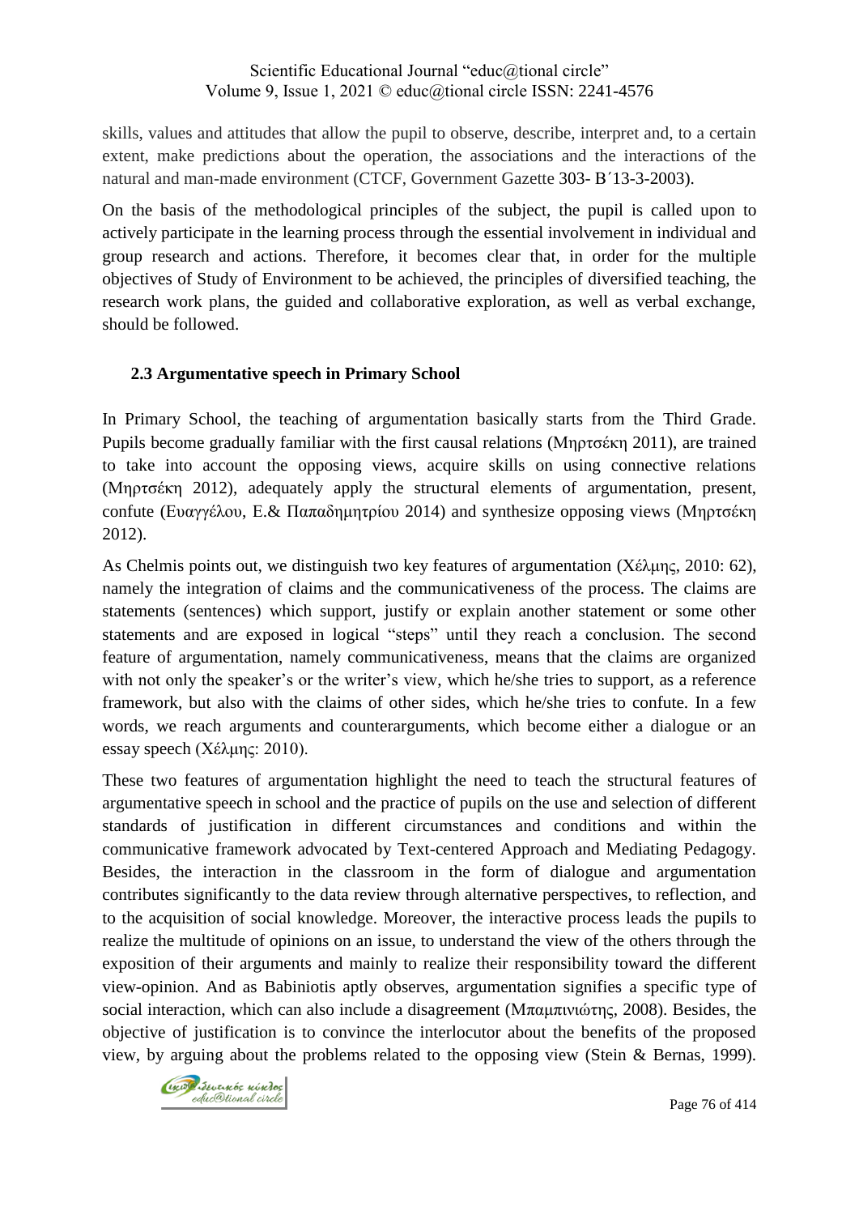skills, values and attitudes that allow the pupil to observe, describe, interpret and, to a certain extent, make predictions about the operation, the associations and the interactions of the natural and man-made environment (CTCF, Government Gazette 303- B΄13-3-2003).

On the basis of the methodological principles of the subject, the pupil is called upon to actively participate in the learning process through the essential involvement in individual and group research and actions. Therefore, it becomes clear that, in order for the multiple objectives of Study of Environment to be achieved, the principles of diversified teaching, the research work plans, the guided and collaborative exploration, as well as verbal exchange, should be followed.

### 2.3 Argumentative speech in Primary School

In Primary School, the teaching of argumentation basically starts from the Third Grade. Pupils become gradually familiar with the first causal relations (Μηρτσέκη 2011), are trained to take into account the opposing views, acquire skills on using connective relations (Μηρτσέκη 2012), adequately apply the structural elements of argumentation, present, confute (Ευαγγέλου, Ε.& Παπαδημητρίου 2014) and synthesize opposing views (Μηρτσέκη 2012).

As Chelmis points out, we distinguish two key features of argumentation (Χέλμης, 2010: 62), namely the integration of claims and the communicativeness of the process. The claims are statements (sentences) which support, justify or explain another statement or some other statements and are exposed in logical "steps" until they reach a conclusion. The second feature of argumentation, namely communicativeness, means that the claims are organized with not only the speaker's or the writer's view, which he/she tries to support, as a reference framework, but also with the claims of other sides, which he/she tries to confute. In a few words, we reach arguments and counterarguments, which become either a dialogue or an essay speech (Χέλμης: 2010).

These two features of argumentation highlight the need to teach the structural features of argumentative speech in school and the practice of pupils on the use and selection of different standards of justification in different circumstances and conditions and within the communicative framework advocated by Text-centered Approach and Mediating Pedagogy. Besides, the interaction in the classroom in the form of dialogue and argumentation contributes significantly to the data review through alternative perspectives, to reflection, and to the acquisition of social knowledge. Moreover, the interactive process leads the pupils to realize the multitude of opinions on an issue, to understand the view of the others through the exposition of their arguments and mainly to realize their responsibility toward the different view-opinion. And as Babiniotis aptly observes, argumentation signifies a specific type of social interaction, which can also include a disagreement (Μπαμπινιώτης, 2008). Besides, the objective of justification is to convince the interlocutor about the benefits of the proposed view, by arguing about the problems related to the opposing view (Stein & Bernas, 1999).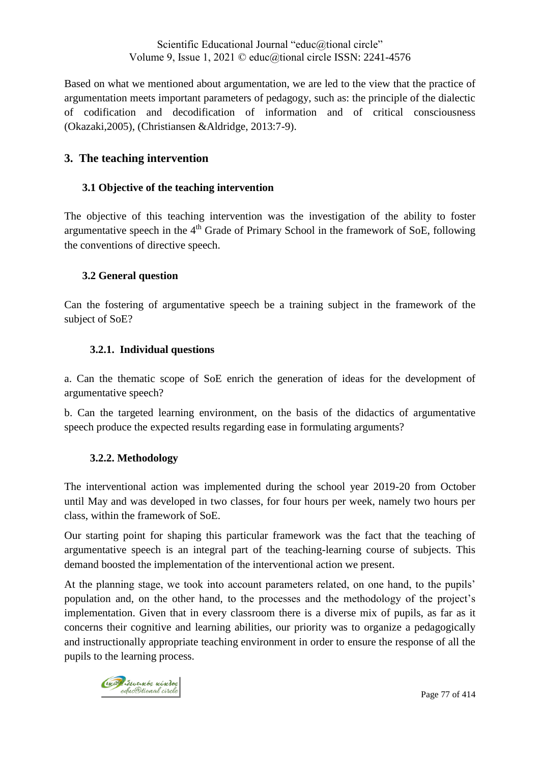Based on what we mentioned about argumentation, we are led to the view that the practice of argumentation meets important parameters of pedagogy, such as: the principle of the dialectic of codification and decodification of information and of critical consciousness (Okazaki,2005), (Christiansen &Aldridge, 2013:7-9).

## 3. The teaching intervention

### 3.1 Objective of the teaching intervention

The objective of this teaching intervention was the investigation of the ability to foster argumentative speech in the 4th Grade of Primary School in the framework of SoE, following the conventions of directive speech.

### 3.2 General question

Can the fostering of argumentative speech be a training subject in the framework of the subject of SoE?

#### 3.2.1. Individual questions

a. Can the thematic scope of SoE enrich the generation of ideas for the development of argumentative speech?

b. Can the targeted learning environment, on the basis of the didactics of argumentative speech produce the expected results regarding ease in formulating arguments?

#### 3.2.2. Methodology

The interventional action was implemented during the school year 2019-20 from October until May and was developed in two classes, for four hours per week, namely two hours per class, within the framework of SoE.

Our starting point for shaping this particular framework was the fact that the teaching of argumentative speech is an integral part of the teaching-learning course of subjects. This demand boosted the implementation of the interventional action we present.

At the planning stage, we took into account parameters related, on one hand, to the pupils' population and, on the other hand, to the processes and the methodology of the project's implementation. Given that in every classroom there is a diverse mix of pupils, as far as it concerns their cognitive and learning abilities, our priority was to organize a pedagogically and instructionally appropriate teaching environment in order to ensure the response of all the pupils to the learning process.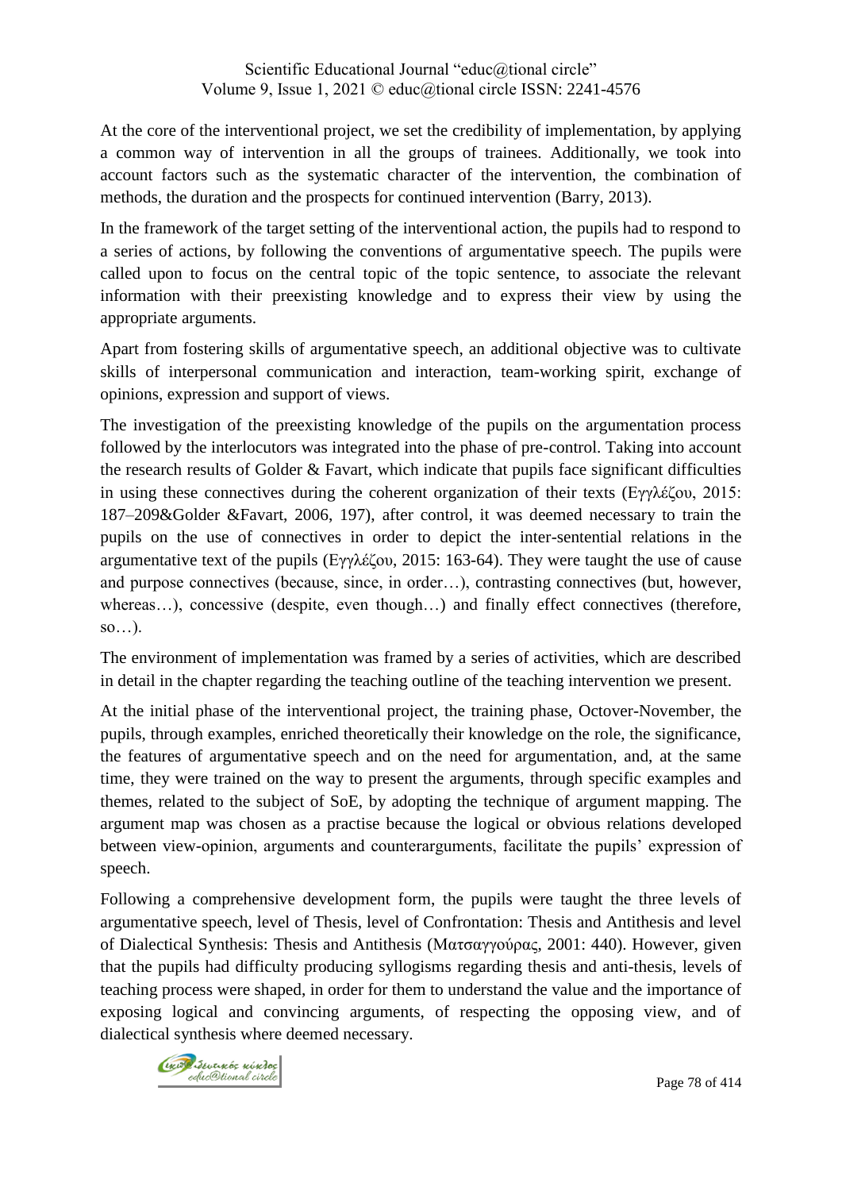At the core of the interventional project, we set the credibility of implementation, by applying a common way of intervention in all the groups of trainees. Additionally, we took into account factors such as the systematic character of the intervention, the combination of methods, the duration and the prospects for continued intervention (Barry, 2013).

In the framework of the target setting of the interventional action, the pupils had to respond to a series of actions, by following the conventions of argumentative speech. The pupils were called upon to focus on the central topic of the topic sentence, to associate the relevant information with their preexisting knowledge and to express their view by using the appropriate arguments.

Apart from fostering skills of argumentative speech, an additional objective was to cultivate skills of interpersonal communication and interaction, team-working spirit, exchange of opinions, expression and support of views.

The investigation of the preexisting knowledge of the pupils on the argumentation process followed by the interlocutors was integrated into the phase of pre-control. Taking into account the research results of Golder & Favart, which indicate that pupils face significant difficulties in using these connectives during the coherent organization of their texts (Εγγλέζου, 2015: 187–209&Golder &Favart, 2006, 197), after control, it was deemed necessary to train the pupils on the use of connectives in order to depict the inter-sentential relations in the argumentative text of the pupils (Εγγλέζου, 2015: 163-64). They were taught the use of cause and purpose connectives (because, since, in order…), contrasting connectives (but, however, whereas…), concessive (despite, even though…) and finally effect connectives (therefore, so…).

The environment of implementation was framed by a series of activities, which are described in detail in the chapter regarding the teaching outline of the teaching intervention we present.

At the initial phase of the interventional project, the training phase, Octover-November, the pupils, through examples, enriched theoretically their knowledge on the role, the significance, the features of argumentative speech and on the need for argumentation, and, at the same time, they were trained on the way to present the arguments, through specific examples and themes, related to the subject of SoE, by adopting the technique of argument mapping. The argument map was chosen as a practise because the logical or obvious relations developed between view-opinion, arguments and counterarguments, facilitate the pupils' expression of speech.

Following a comprehensive development form, the pupils were taught the three levels of argumentative speech, level of Thesis, level of Confrontation: Thesis and Antithesis and level of Dialectical Synthesis: Thesis and Antithesis (Ματσαγγούρας, 2001: 440). However, given that the pupils had difficulty producing syllogisms regarding thesis and anti-thesis, levels of teaching process were shaped, in order for them to understand the value and the importance of exposing logical and convincing arguments, of respecting the opposing view, and of dialectical synthesis where deemed necessary.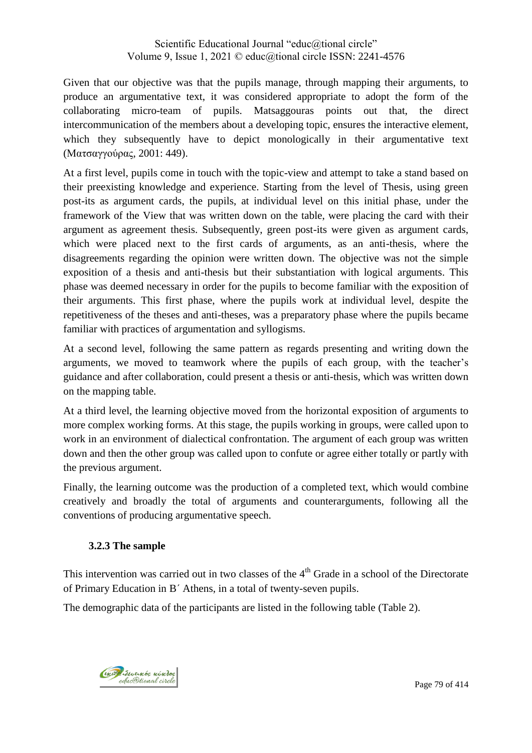Given that our objective was that the pupils manage, through mapping their arguments, to produce an argumentative text, it was considered appropriate to adopt the form of the collaborating micro-team of pupils. Matsaggouras points out that, the direct intercommunication of the members about a developing topic, ensures the interactive element, which they subsequently have to depict monologically in their argumentative text (Ματσαγγούρας, 2001: 449).

At a first level, pupils come in touch with the topic-view and attempt to take a stand based on their preexisting knowledge and experience. Starting from the level of Thesis, using green post-its as argument cards, the pupils, at individual level on this initial phase, under the framework of the View that was written down on the table, were placing the card with their argument as agreement thesis. Subsequently, green post-its were given as argument cards, which were placed next to the first cards of arguments, as an anti-thesis, where the disagreements regarding the opinion were written down. The objective was not the simple exposition of a thesis and anti-thesis but their substantiation with logical arguments. This phase was deemed necessary in order for the pupils to become familiar with the exposition of their arguments. This first phase, where the pupils work at individual level, despite the repetitiveness of the theses and anti-theses, was a preparatory phase where the pupils became familiar with practices of argumentation and syllogisms.

At a second level, following the same pattern as regards presenting and writing down the arguments, we moved to teamwork where the pupils of each group, with the teacher's guidance and after collaboration, could present a thesis or anti-thesis, which was written down on the mapping table.

At a third level, the learning objective moved from the horizontal exposition of arguments to more complex working forms. At this stage, the pupils working in groups, were called upon to work in an environment of dialectical confrontation. The argument of each group was written down and then the other group was called upon to confute or agree either totally or partly with the previous argument.

Finally, the learning outcome was the production of a completed text, which would combine creatively and broadly the total of arguments and counterarguments, following all the conventions of producing argumentative speech.

### 3.2.3 The sample

This intervention was carried out in two classes of the 4th Grade in a school of the Directorate of Primary Education in B΄ Athens, in a total of twenty-seven pupils.

The demographic data of the participants are listed in the following table (Table 2).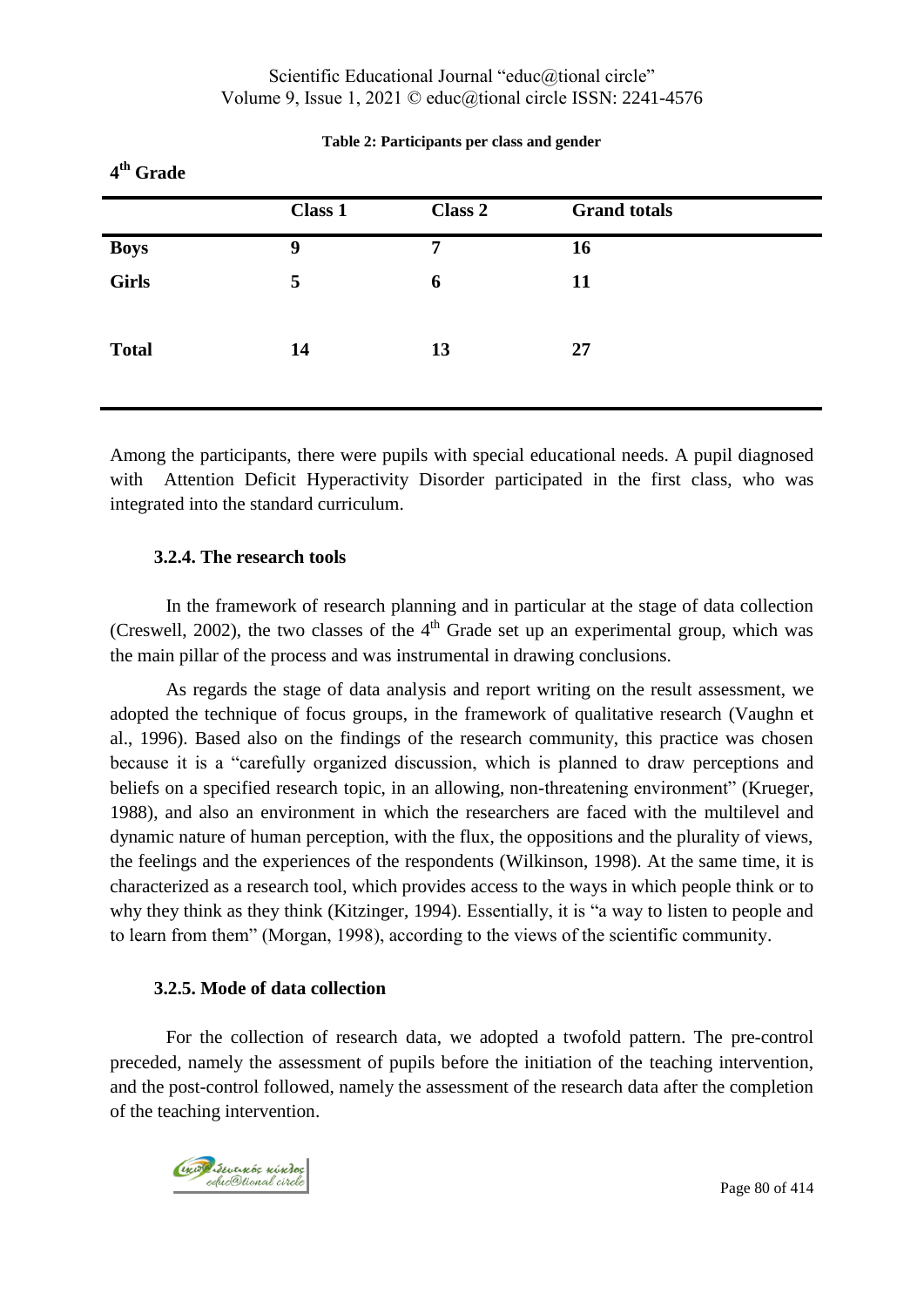**Table 2: Participants per class and gender**

**4th Grade**

| | Class 1 | Class 2 | Grand totals |
|---|---|---|---|
| **Boys** | **9** | **7** | **16** |
| **Girls** | **5** | **6** | **11** |
| **Total** | **14** | **13** | **27** |

Among the participants, there were pupils with special educational needs. A pupil diagnosed with Attention Deficit Hyperactivity Disorder participated in the first class, who was integrated into the standard curriculum.

### 3.2.4. The research tools

In the framework of research planning and in particular at the stage of data collection (Creswell, 2002), the two classes of the 4th Grade set up an experimental group, which was the main pillar of the process and was instrumental in drawing conclusions.

As regards the stage of data analysis and report writing on the result assessment, we adopted the technique of focus groups, in the framework of qualitative research (Vaughn et al., 1996). Based also on the findings of the research community, this practice was chosen because it is a "carefully organized discussion, which is planned to draw perceptions and beliefs on a specified research topic, in an allowing, non-threatening environment" (Krueger, 1988), and also an environment in which the researchers are faced with the multilevel and dynamic nature of human perception, with the flux, the oppositions and the plurality of views, the feelings and the experiences of the respondents (Wilkinson, 1998). At the same time, it is characterized as a research tool, which provides access to the ways in which people think or to why they think as they think (Kitzinger, 1994). Essentially, it is "a way to listen to people and to learn from them" (Morgan, 1998), according to the views of the scientific community.

### 3.2.5. Mode of data collection

For the collection of research data, we adopted a twofold pattern. The pre-control preceded, namely the assessment of pupils before the initiation of the teaching intervention, and the post-control followed, namely the assessment of the research data after the completion of the teaching intervention.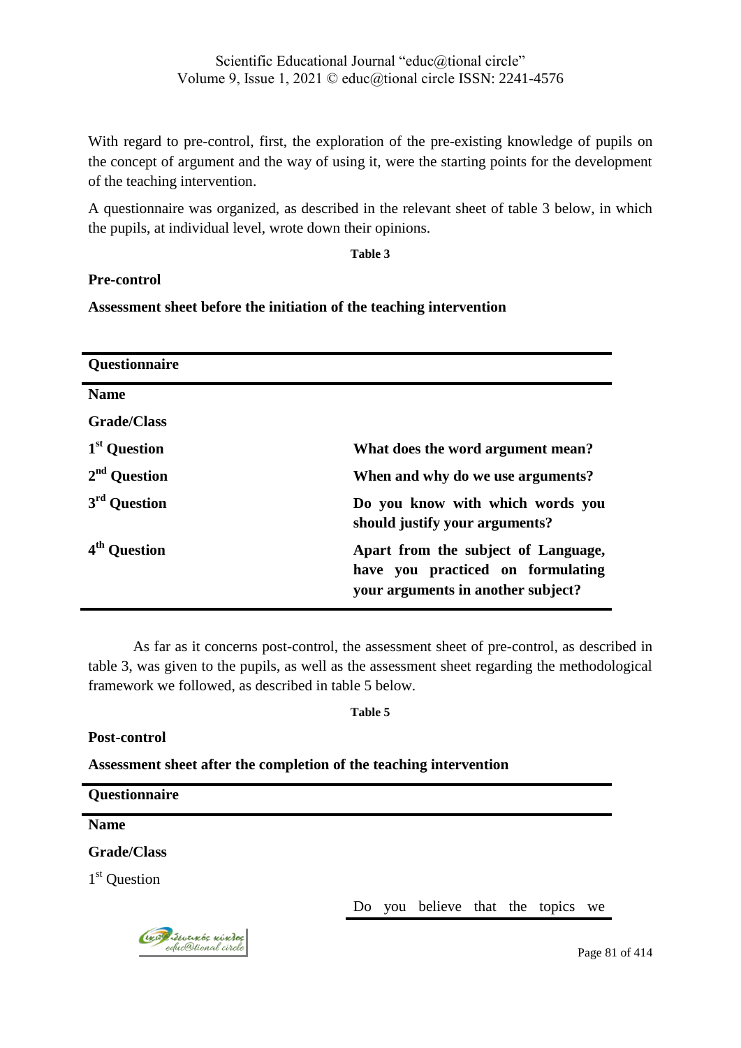With regard to pre-control, first, the exploration of the pre-existing knowledge of pupils on the concept of argument and the way of using it, were the starting points for the development of the teaching intervention.

A questionnaire was organized, as described in the relevant sheet of table 3 below, in which the pupils, at individual level, wrote down their opinions.

**Table 3**

**Pre-control**

**Assessment sheet before the initiation of the teaching intervention**

| **Questionnaire** | |
|---|---|
| **Name** | |
| **Grade/Class** | |
| **1st Question** | **What does the word argument mean?** |
| **2nd Question** | **When and why do we use arguments?** |
| **3rd Question** | **Do you know with which words you should justify your arguments?** |
| **4th Question** | **Apart from the subject of Language, have you practiced on formulating your arguments in another subject?** |

As far as it concerns post-control, the assessment sheet of pre-control, as described in table 3, was given to the pupils, as well as the assessment sheet regarding the methodological framework we followed, as described in table 5 below.

**Table 5**

**Post-control**

**Assessment sheet after the completion of the teaching intervention**

| **Questionnaire** | |
|---|---|
| **Name** | |
| **Grade/Class** | |
| 1st Question | Do you believe that the topics we |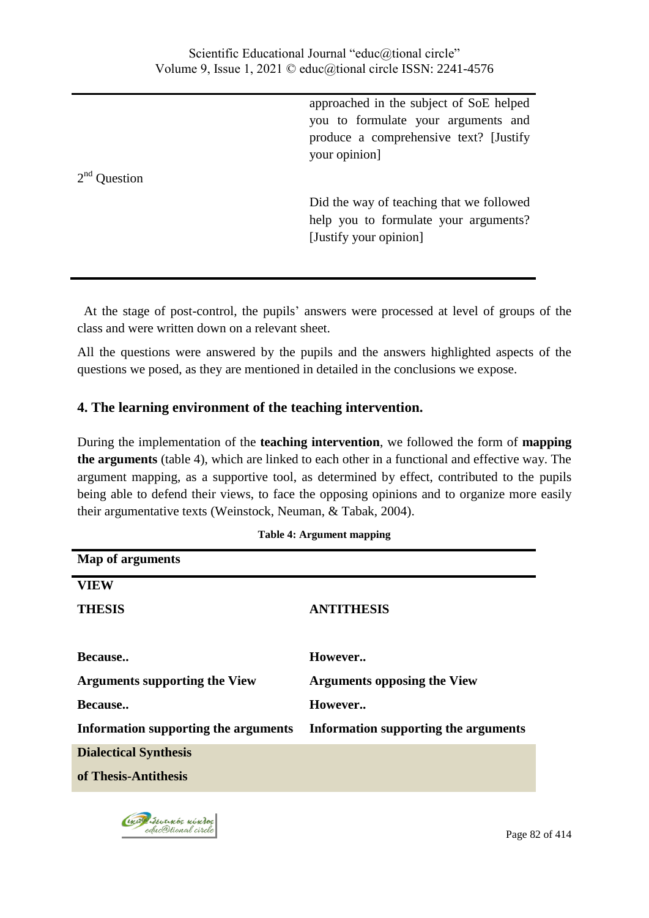| | |
|---|---|
| | approached in the subject of SoE helped you to formulate your arguments and produce a comprehensive text? [Justify your opinion] |
| 2nd Question | |
| | Did the way of teaching that we followed help you to formulate your arguments? [Justify your opinion] |

At the stage of post-control, the pupils' answers were processed at level of groups of the class and were written down on a relevant sheet.

All the questions were answered by the pupils and the answers highlighted aspects of the questions we posed, as they are mentioned in detailed in the conclusions we expose.

## 4. The learning environment of the teaching intervention.

During the implementation of the **teaching intervention**, we followed the form of **mapping the arguments** (table 4), which are linked to each other in a functional and effective way. The argument mapping, as a supportive tool, as determined by effect, contributed to the pupils being able to defend their views, to face the opposing opinions and to organize more easily their argumentative texts (Weinstock, Neuman, & Tabak, 2004).

**Table 4: Argument mapping**

| **Map of arguments** | |
|---|---|
| **VIEW** | |
| **THESIS** | **ANTITHESIS** |
| **Because..** | **However..** |
| **Arguments supporting the View** | **Arguments opposing the View** |
| **Because..** | **However..** |
| **Information supporting the arguments** | **Information supporting the arguments** |
| **Dialectical Synthesis of Thesis-Antithesis** | |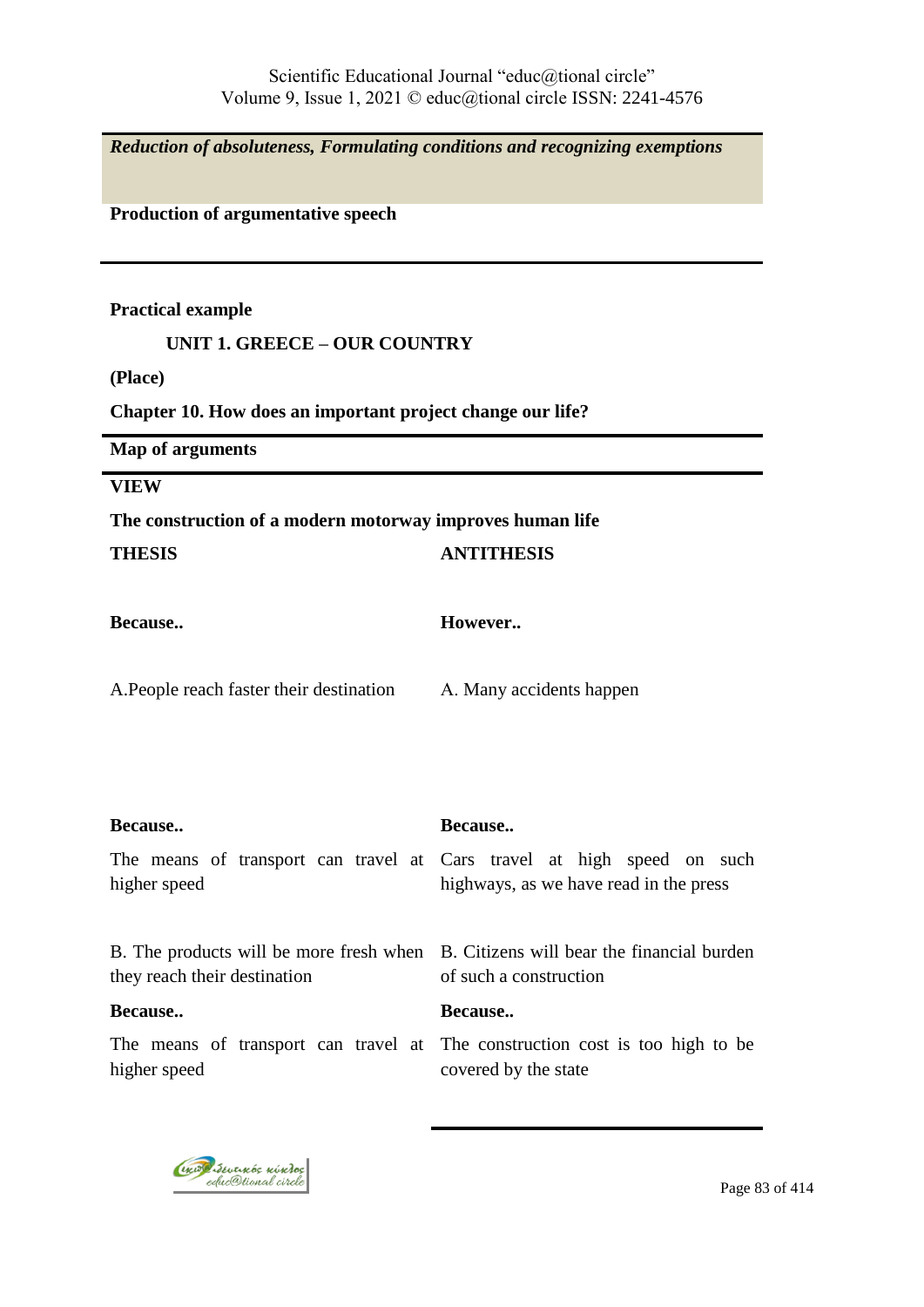***Reduction of absoluteness, Formulating conditions and recognizing exemptions***

**Production of argumentative speech**

**Practical example**

**UNIT 1. GREECE – OUR COUNTRY**

**(Place)**

**Chapter 10. How does an important project change our life?**

**Map of arguments**

**VIEW**

**The construction of a modern motorway improves human life**

| **THESIS** | **ANTITHESIS** |
|---|---|
| **Because..** | **However..** |
| A.People reach faster their destination | A. Many accidents happen |
| **Because..** | **Because..** |
| The means of transport can travel at higher speed | Cars travel at high speed on such highways, as we have read in the press |
| B. The products will be more fresh when they reach their destination | B. Citizens will bear the financial burden of such a construction |
| **Because..** | **Because..** |
| The means of transport can travel at higher speed | The construction cost is too high to be covered by the state |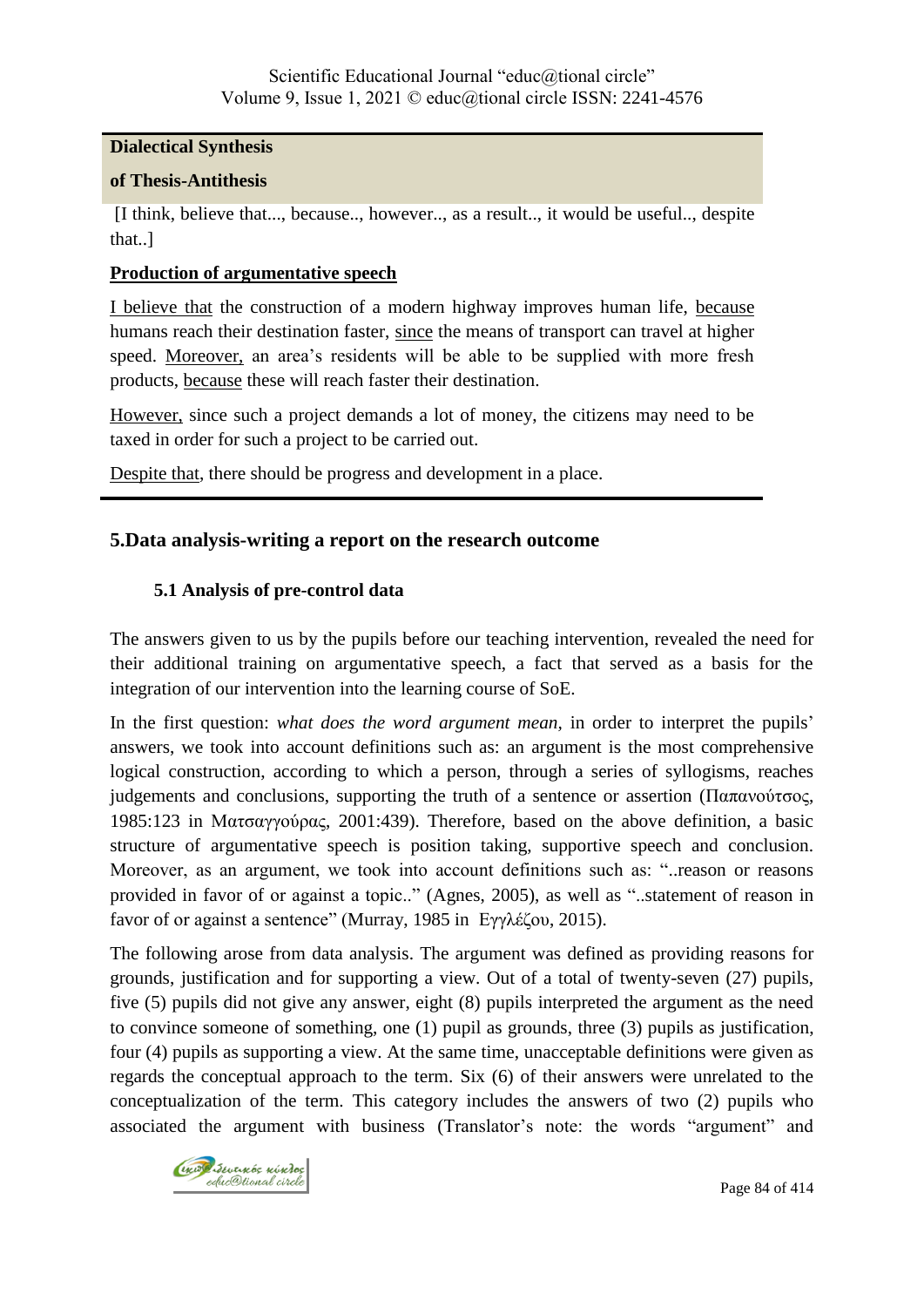**Dialectical Synthesis**

**of Thesis-Antithesis**

[I think, believe that..., because.., however.., as a result.., it would be useful.., despite that..]

**Production of argumentative speech**

I believe that the construction of a modern highway improves human life, because humans reach their destination faster, since the means of transport can travel at higher speed. Moreover, an area's residents will be able to be supplied with more fresh products, because these will reach faster their destination.

However, since such a project demands a lot of money, the citizens may need to be taxed in order for such a project to be carried out.

Despite that, there should be progress and development in a place.

## 5.Data analysis-writing a report on the research outcome

### 5.1 Analysis of pre-control data

The answers given to us by the pupils before our teaching intervention, revealed the need for their additional training on argumentative speech, a fact that served as a basis for the integration of our intervention into the learning course of SoE.

In the first question: *what does the word argument mean,* in order to interpret the pupils' answers, we took into account definitions such as: an argument is the most comprehensive logical construction, according to which a person, through a series of syllogisms, reaches judgements and conclusions, supporting the truth of a sentence or assertion (Παπανούτσος, 1985:123 in Ματσαγγούρας, 2001:439). Therefore, based on the above definition, a basic structure of argumentative speech is position taking, supportive speech and conclusion. Moreover, as an argument, we took into account definitions such as: "..reason or reasons provided in favor of or against a topic.." (Agnes, 2005), as well as "..statement of reason in favor of or against a sentence" (Murray, 1985 in Εγγλέζου, 2015).

The following arose from data analysis. The argument was defined as providing reasons for grounds, justification and for supporting a view. Out of a total of twenty-seven (27) pupils, five (5) pupils did not give any answer, eight (8) pupils interpreted the argument as the need to convince someone of something, one (1) pupil as grounds, three (3) pupils as justification, four (4) pupils as supporting a view. At the same time, unacceptable definitions were given as regards the conceptual approach to the term. Six (6) of their answers were unrelated to the conceptualization of the term. This category includes the answers of two (2) pupils who associated the argument with business (Translator's note: the words "argument" and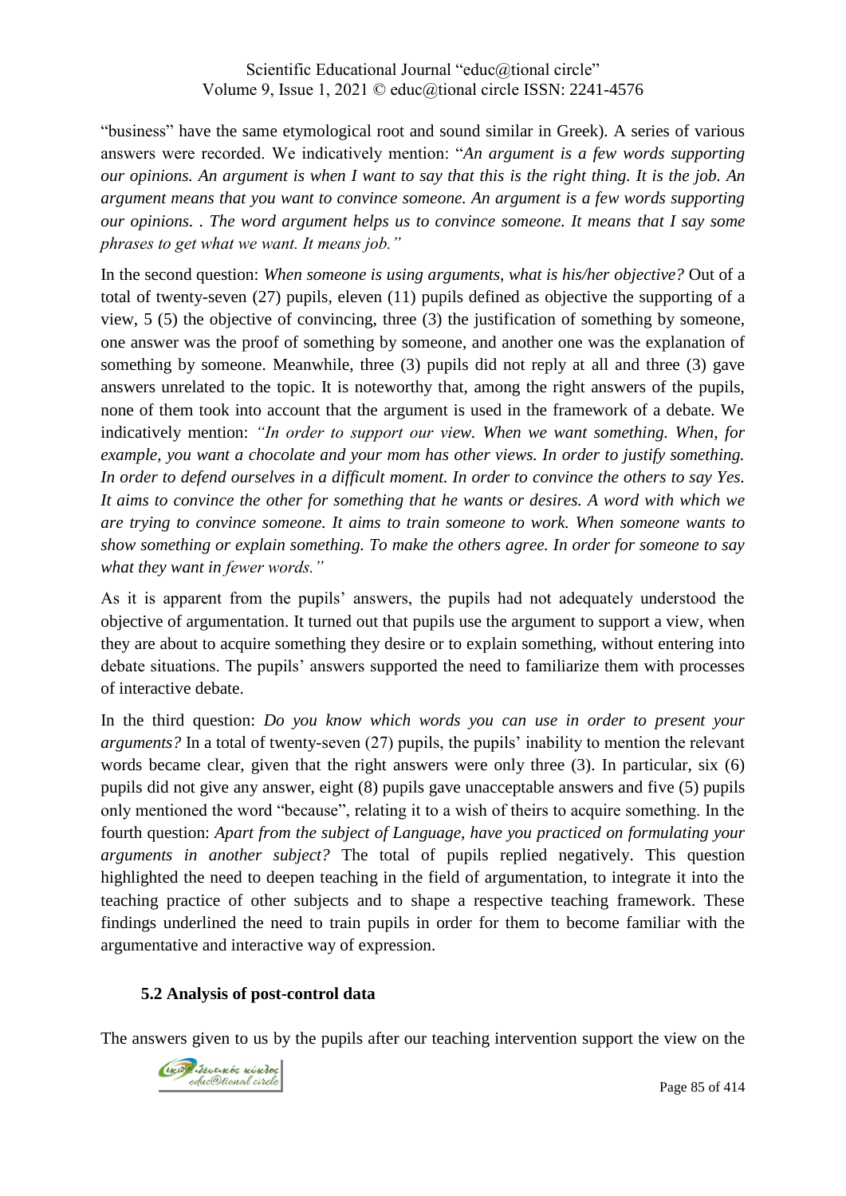"business" have the same etymological root and sound similar in Greek). A series of various answers were recorded. We indicatively mention: "*An argument is a few words supporting our opinions. An argument is when I want to say that this is the right thing. It is the job. An argument means that you want to convince someone. An argument is a few words supporting our opinions. . The word argument helps us to convince someone. It means that I say some phrases to get what we want. It means job.*"

In the second question: *When someone is using arguments, what is his/her objective?* Out of a total of twenty-seven (27) pupils, eleven (11) pupils defined as objective the supporting of a view, 5 (5) the objective of convincing, three (3) the justification of something by someone, one answer was the proof of something by someone, and another one was the explanation of something by someone. Meanwhile, three (3) pupils did not reply at all and three (3) gave answers unrelated to the topic. It is noteworthy that, among the right answers of the pupils, none of them took into account that the argument is used in the framework of a debate. We indicatively mention: *"In order to support our view. When we want something. When, for example, you want a chocolate and your mom has other views. In order to justify something. In order to defend ourselves in a difficult moment. In order to convince the others to say Yes. It aims to convince the other for something that he wants or desires. A word with which we are trying to convince someone. It aims to train someone to work. When someone wants to show something or explain something. To make the others agree. In order for someone to say what they want in fewer words."*

As it is apparent from the pupils' answers, the pupils had not adequately understood the objective of argumentation. It turned out that pupils use the argument to support a view, when they are about to acquire something they desire or to explain something, without entering into debate situations. The pupils' answers supported the need to familiarize them with processes of interactive debate.

In the third question: *Do you know which words you can use in order to present your arguments?* In a total of twenty-seven (27) pupils, the pupils' inability to mention the relevant words became clear, given that the right answers were only three (3). In particular, six (6) pupils did not give any answer, eight (8) pupils gave unacceptable answers and five (5) pupils only mentioned the word "because", relating it to a wish of theirs to acquire something. In the fourth question: *Apart from the subject of Language, have you practiced on formulating your arguments in another subject?* The total of pupils replied negatively. This question highlighted the need to deepen teaching in the field of argumentation, to integrate it into the teaching practice of other subjects and to shape a respective teaching framework. These findings underlined the need to train pupils in order for them to become familiar with the argumentative and interactive way of expression.

### 5.2 Analysis of post-control data

The answers given to us by the pupils after our teaching intervention support the view on the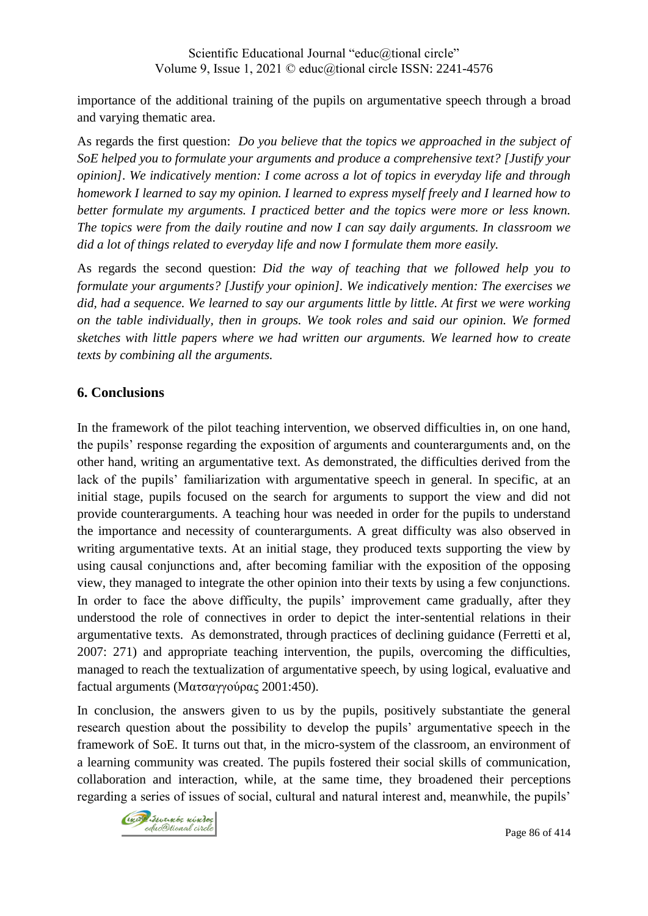importance of the additional training of the pupils on argumentative speech through a broad and varying thematic area.

As regards the first question: *Do you believe that the topics we approached in the subject of SoE helped you to formulate your arguments and produce a comprehensive text? [Justify your opinion]. We indicatively mention: I come across a lot of topics in everyday life and through homework I learned to say my opinion. I learned to express myself freely and I learned how to better formulate my arguments. I practiced better and the topics were more or less known. The topics were from the daily routine and now I can say daily arguments. In classroom we did a lot of things related to everyday life and now I formulate them more easily.*

As regards the second question: *Did the way of teaching that we followed help you to formulate your arguments? [Justify your opinion]. We indicatively mention: The exercises we did, had a sequence. We learned to say our arguments little by little. At first we were working on the table individually, then in groups. We took roles and said our opinion. We formed sketches with little papers where we had written our arguments. We learned how to create texts by combining all the arguments.*

## 6. Conclusions

In the framework of the pilot teaching intervention, we observed difficulties in, on one hand, the pupils' response regarding the exposition of arguments and counterarguments and, on the other hand, writing an argumentative text. As demonstrated, the difficulties derived from the lack of the pupils' familiarization with argumentative speech in general. In specific, at an initial stage, pupils focused on the search for arguments to support the view and did not provide counterarguments. A teaching hour was needed in order for the pupils to understand the importance and necessity of counterarguments. A great difficulty was also observed in writing argumentative texts. At an initial stage, they produced texts supporting the view by using causal conjunctions and, after becoming familiar with the exposition of the opposing view, they managed to integrate the other opinion into their texts by using a few conjunctions. In order to face the above difficulty, the pupils' improvement came gradually, after they understood the role of connectives in order to depict the inter-sentential relations in their argumentative texts. As demonstrated, through practices of declining guidance (Ferretti et al, 2007: 271) and appropriate teaching intervention, the pupils, overcoming the difficulties, managed to reach the textualization of argumentative speech, by using logical, evaluative and factual arguments (Ματσαγγούρας 2001:450).

In conclusion, the answers given to us by the pupils, positively substantiate the general research question about the possibility to develop the pupils' argumentative speech in the framework of SoE. It turns out that, in the micro-system of the classroom, an environment of a learning community was created. The pupils fostered their social skills of communication, collaboration and interaction, while, at the same time, they broadened their perceptions regarding a series of issues of social, cultural and natural interest and, meanwhile, the pupils'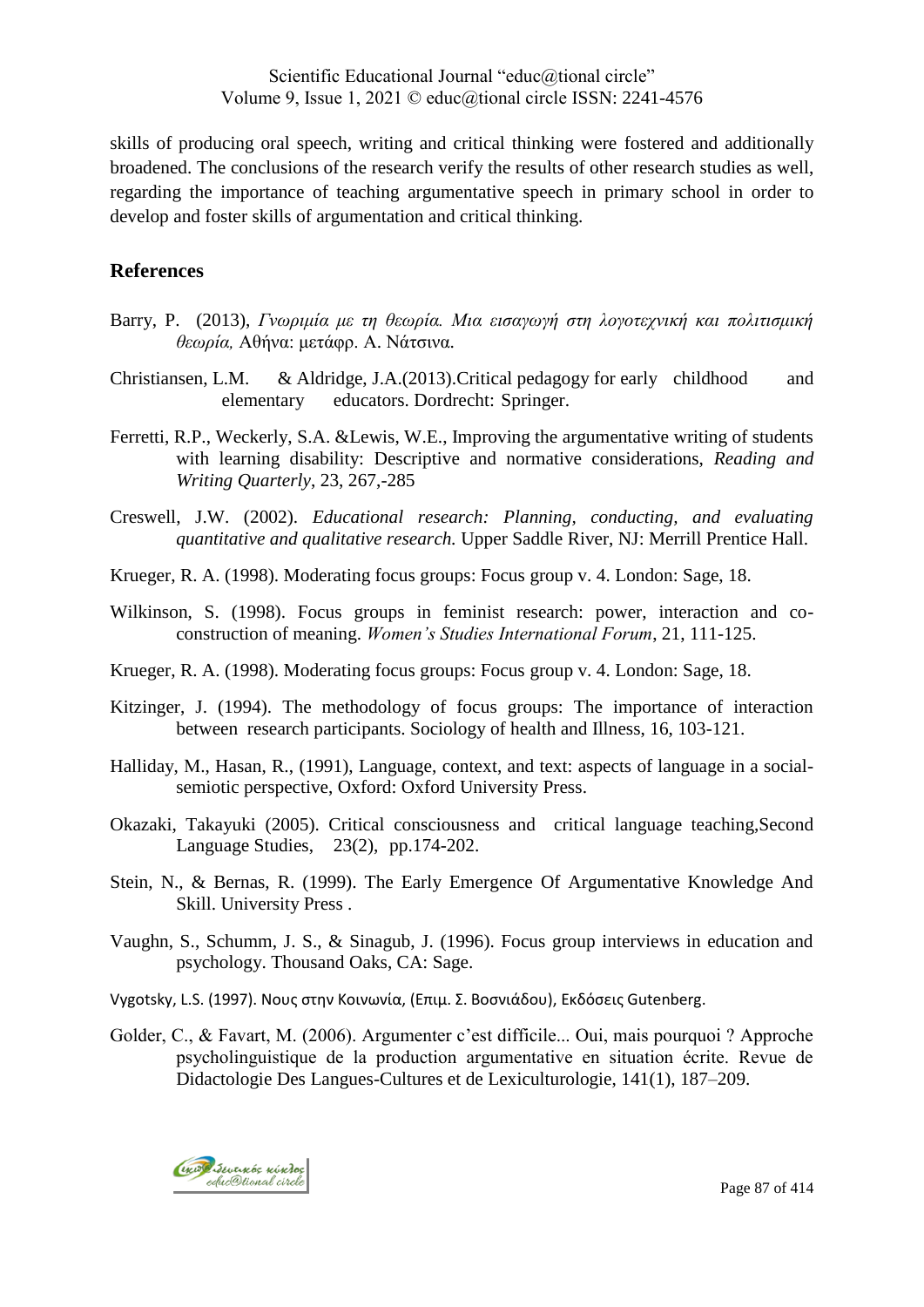skills of producing oral speech, writing and critical thinking were fostered and additionally broadened. The conclusions of the research verify the results of other research studies as well, regarding the importance of teaching argumentative speech in primary school in order to develop and foster skills of argumentation and critical thinking.

## References

Barry, P. (2013), *Γνωριμία με τη θεωρία. Μια εισαγωγή στη λογοτεχνική και πολιτισμική θεωρία,* Αθήνα: μετάφρ. Α. Νάτσινα.

Christiansen, L.M. & Aldridge, J.A.(2013).Critical pedagogy for early childhood and elementary educators. Dordrecht: Springer.

Ferretti, R.P., Weckerly, S.A. &Lewis, W.E., Improving the argumentative writing of students with learning disability: Descriptive and normative considerations, *Reading and Writing Quarterly*, 23, 267,-285

Creswell, J.W. (2002). *Educational research: Planning, conducting, and evaluating quantitative and qualitative research.* Upper Saddle River, NJ: Merrill Prentice Hall.

Krueger, R. A. (1998). Moderating focus groups: Focus group v. 4. London: Sage, 18.

Wilkinson, S. (1998). Focus groups in feminist research: power, interaction and co-construction of meaning. *Women's Studies International Forum*, 21, 111-125.

Krueger, R. A. (1998). Moderating focus groups: Focus group v. 4. London: Sage, 18.

Kitzinger, J. (1994). The methodology of focus groups: The importance of interaction between research participants. Sociology of health and Illness, 16, 103-121.

Halliday, M., Hasan, R., (1991), Language, context, and text: aspects of language in a social-semiotic perspective, Oxford: Oxford University Press.

Okazaki, Takayuki (2005). Critical consciousness and critical language teaching,Second Language Studies, 23(2), pp.174-202.

Stein, N., & Bernas, R. (1999). The Early Emergence Of Argumentative Knowledge And Skill. University Press .

Vaughn, S., Schumm, J. S., & Sinagub, J. (1996). Focus group interviews in education and psychology. Thousand Oaks, CA: Sage.

Vygotsky, L.S. (1997). Νους στην Κοινωνία, (Επιμ. Σ. Βοσνιάδου), Εκδόσεις Gutenberg.

Golder, C., & Favart, M. (2006). Argumenter c'est difficile... Oui, mais pourquoi ? Approche psycholinguistique de la production argumentative en situation écrite. Revue de Didactologie Des Langues-Cultures et de Lexiculturologie, 141(1), 187–209.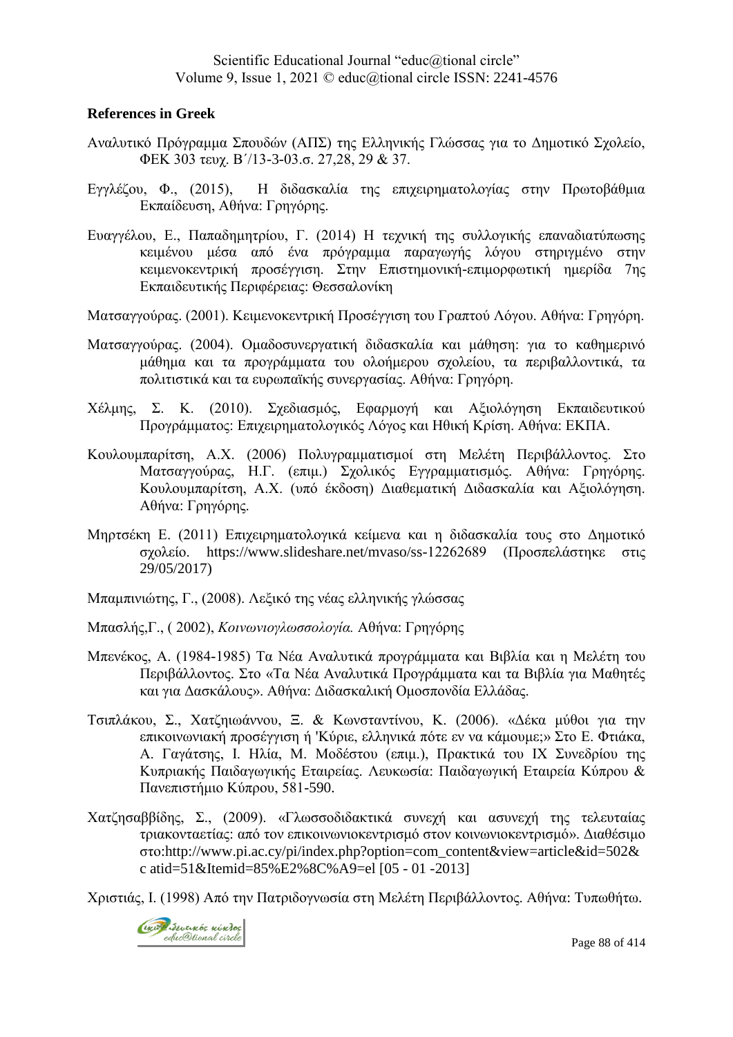## References in Greek

Αναλυτικό Πρόγραμμα Σπουδών (ΑΠΣ) της Ελληνικής Γλώσσας για το Δημοτικό Σχολείο, ΦΕΚ 303 τευχ. Β΄/13-3-03.σ. 27,28, 29 & 37.

Εγγλέζου, Φ., (2015), Η διδασκαλία της επιχειρηματολογίας στην Πρωτοβάθμια Εκπαίδευση, Αθήνα: Γρηγόρης.

Ευαγγέλου, Ε., Παπαδημητρίου, Γ. (2014) Η τεχνική της συλλογικής επαναδιατύπωσης κειμένου μέσα από ένα πρόγραμμα παραγωγής λόγου στηριγμένο στην κειμενοκεντρική προσέγγιση. Στην Επιστημονική-επιμορφωτική ημερίδα 7ης Εκπαιδευτικής Περιφέρειας: Θεσσαλονίκη

Ματσαγγούρας. (2001). Κειμενοκεντρική Προσέγγιση του Γραπτού Λόγου. Αθήνα: Γρηγόρη.

Ματσαγγούρας. (2004). Ομαδοσυνεργατική διδασκαλία και μάθηση: για το καθημερινό μάθημα και τα προγράμματα του ολοήμερου σχολείου, τα περιβαλλοντικά, τα πολιτιστικά και τα ευρωπαϊκής συνεργασίας. Αθήνα: Γρηγόρη.

Χέλμης, Σ. Κ. (2010). Σχεδιασμός, Εφαρμογή και Αξιολόγηση Εκπαιδευτικού Προγράμματος: Επιχειρηματολογικός Λόγος και Ηθική Κρίση. Αθήνα: ΕΚΠΑ.

Κουλουμπαρίτση, Α.Χ. (2006) Πολυγραμματισμοί στη Μελέτη Περιβάλλοντος. Στο Ματσαγγούρας, Η.Γ. (επιμ.) Σχολικός Εγγραμματισμός. Αθήνα: Γρηγόρης. Κουλουμπαρίτση, Α.Χ. (υπό έκδοση) Διαθεματική Διδασκαλία και Αξιολόγηση. Αθήνα: Γρηγόρης.

Μηρτσέκη Ε. (2011) Επιχειρηματολογικά κείμενα και η διδασκαλία τους στο Δημοτικό σχολείο. https://www.slideshare.net/mvaso/ss-12262689 (Προσπελάστηκε στις 29/05/2017)

Μπαμπινιώτης, Γ., (2008). Λεξικό της νέας ελληνικής γλώσσας

Μπασλής,Γ., ( 2002), *Κοινωνιογλωσσολογία.* Αθήνα: Γρηγόρης

Μπενέκος, Α. (1984-1985) Τα Νέα Αναλυτικά προγράμματα και Βιβλία και η Μελέτη του Περιβάλλοντος. Στο «Τα Νέα Αναλυτικά Προγράμματα και τα Βιβλία για Μαθητές και για Δασκάλους». Αθήνα: Διδασκαλική Ομοσπονδία Ελλάδας.

Τσιπλάκου, Σ., Χατζηιωάννου, Ξ. & Κωνσταντίνου, Κ. (2006). «Δέκα μύθοι για την επικοινωνιακή προσέγγιση ή 'Κύριε, ελληνικά πότε εν να κάμουμε;» Στο Ε. Φτιάκα, Α. Γαγάτσης, Ι. Ηλία, Μ. Μοδέστου (επιμ.), Πρακτικά του ΙΧ Συνεδρίου της Κυπριακής Παιδαγωγικής Εταιρείας. Λευκωσία: Παιδαγωγική Εταιρεία Κύπρου & Πανεπιστήμιο Κύπρου, 581-590.

Χατζησαββίδης, Σ., (2009). «Γλωσσοδιδακτικά συνεχή και ασυνεχή της τελευταίας τριακονταετίας: από τον επικοινωνιοκεντρισμό στον κοινωνιοκεντρισμό». Διαθέσιμο στο:http://www.pi.ac.cy/pi/index.php?option=com_content&view=article&id=502&c atid=51&Itemid=85%E2%8C%A9=el [05 - 01 -2013]

Χριστιάς, Ι. (1998) Από την Πατριδογνωσία στη Μελέτη Περιβάλλοντος. Αθήνα: Τυπωθήτω.